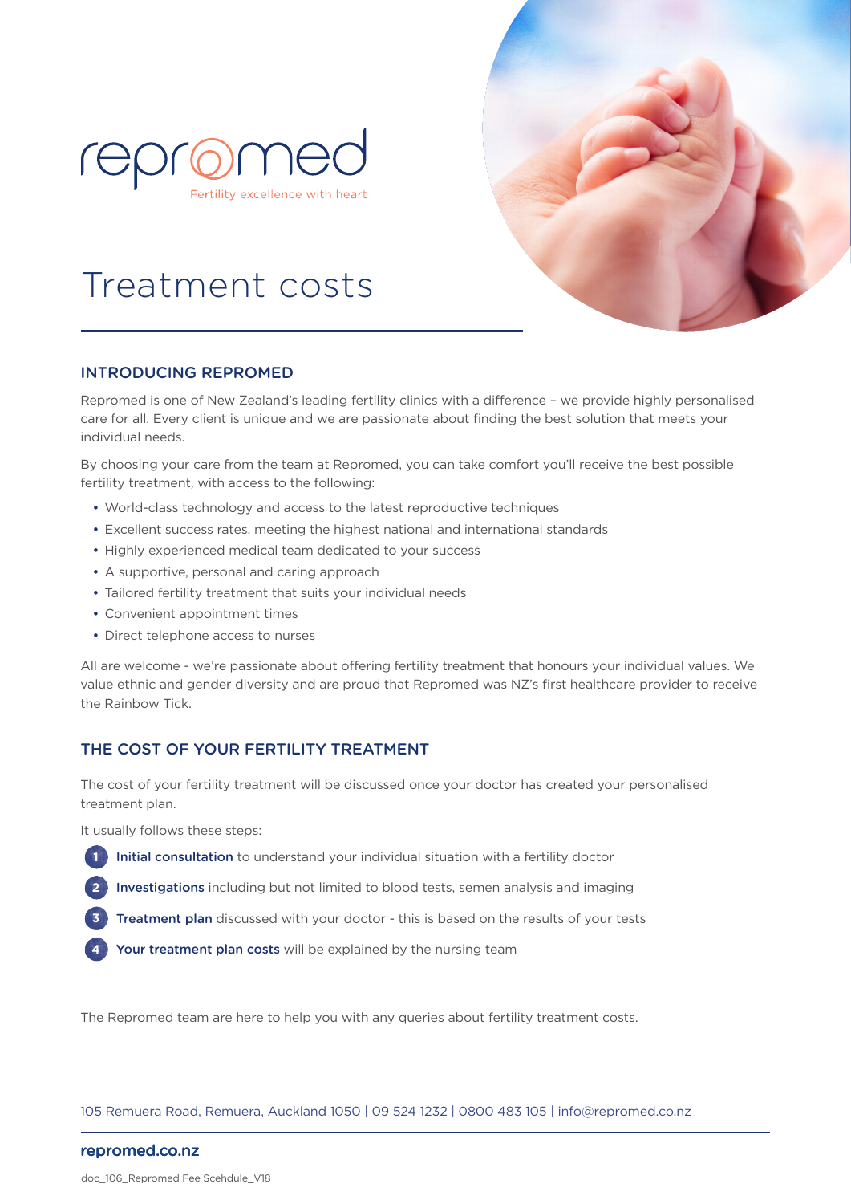repromed

Fertility excellence with heart

# Treatment costs

## INTRODUCING REPROMED

Repromed is one of New Zealand's leading fertility clinics with a difference – we provide highly personalised care for all. Every client is unique and we are passionate about finding the best solution that meets your individual needs.

By choosing your care from the team at Repromed, you can take comfort you'll receive the best possible fertility treatment, with access to the following:

- World-class technology and access to the latest reproductive techniques
- Excellent success rates, meeting the highest national and international standards
- Highly experienced medical team dedicated to your success
- A supportive, personal and caring approach
- Tailored fertility treatment that suits your individual needs
- Convenient appointment times
- Direct telephone access to nurses

All are welcome - we're passionate about offering fertility treatment that honours your individual values. We value ethnic and gender diversity and are proud that Repromed was NZ's first healthcare provider to receive the Rainbow Tick.

## THE COST OF YOUR FERTILITY TREATMENT

The cost of your fertility treatment will be discussed once your doctor has created your personalised treatment plan.

It usually follows these steps:

1. **Initial consultation** to understand your individual situation with a fertility doctor
2. **Investigations** including but not limited to blood tests, semen analysis and imaging
3. **Treatment plan** discussed with your doctor - this is based on the results of your tests
4. **Your treatment plan costs** will be explained by the nursing team

The Repromed team are here to help you with any queries about fertility treatment costs.

105 Remuera Road, Remuera, Auckland 1050 | 09 524 1232 | 0800 483 105 | info@repromed.co.nz

**repromed.co.nz**

doc_106_Repromed Fee Scehdule_V18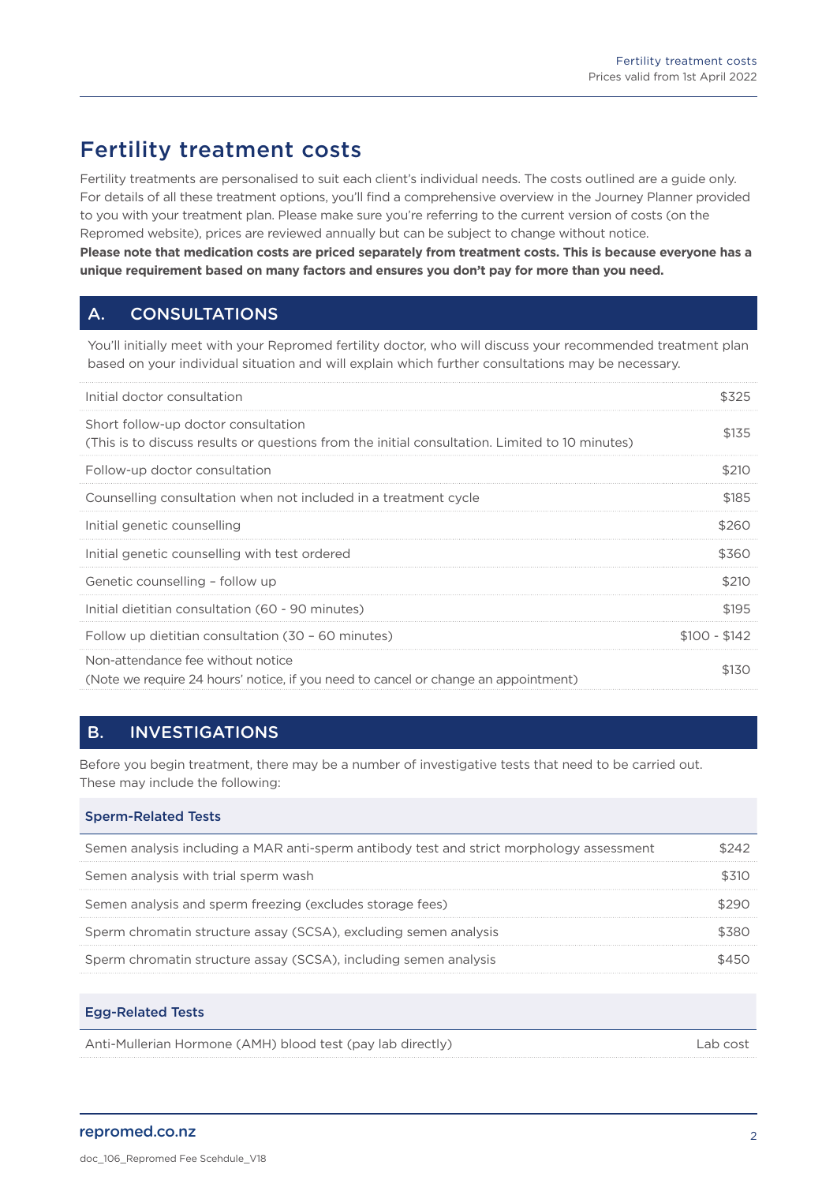# Fertility treatment costs

Fertility treatments are personalised to suit each client's individual needs. The costs outlined are a guide only. For details of all these treatment options, you'll find a comprehensive overview in the Journey Planner provided to you with your treatment plan. Please make sure you're referring to the current version of costs (on the Repromed website), prices are reviewed annually but can be subject to change without notice.

**Please note that medication costs are priced separately from treatment costs. This is because everyone has a unique requirement based on many factors and ensures you don't pay for more than you need.**

## A. CONSULTATIONS

You'll initially meet with your Repromed fertility doctor, who will discuss your recommended treatment plan based on your individual situation and will explain which further consultations may be necessary.

| Item | Cost |
|---|---|
| Initial doctor consultation | $325 |
| Short follow-up doctor consultation (This is to discuss results or questions from the initial consultation. Limited to 10 minutes) | $135 |
| Follow-up doctor consultation | $210 |
| Counselling consultation when not included in a treatment cycle | $185 |
| Initial genetic counselling | $260 |
| Initial genetic counselling with test ordered | $360 |
| Genetic counselling – follow up | $210 |
| Initial dietitian consultation (60 - 90 minutes) | $195 |
| Follow up dietitian consultation (30 – 60 minutes) | $100 - $142 |
| Non-attendance fee without notice (Note we require 24 hours' notice, if you need to cancel or change an appointment) | $130 |

## B. INVESTIGATIONS

Before you begin treatment, there may be a number of investigative tests that need to be carried out. These may include the following:

| Sperm-Related Tests | |
|---|---|
| Semen analysis including a MAR anti-sperm antibody test and strict morphology assessment | $242 |
| Semen analysis with trial sperm wash | $310 |
| Semen analysis and sperm freezing (excludes storage fees) | $290 |
| Sperm chromatin structure assay (SCSA), excluding semen analysis | $380 |
| Sperm chromatin structure assay (SCSA), including semen analysis | $450 |

| Egg-Related Tests | |
|---|---|
| Anti-Mullerian Hormone (AMH) blood test (pay lab directly) | Lab cost |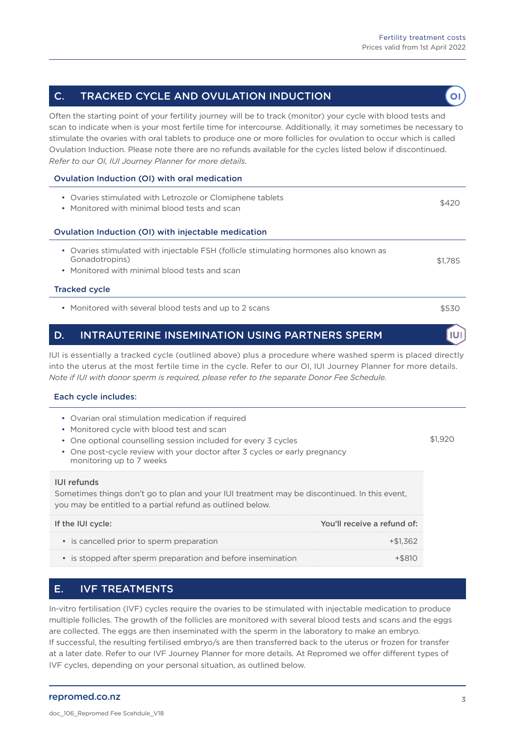## C. TRACKED CYCLE AND OVULATION INDUCTION

Often the starting point of your fertility journey will be to track (monitor) your cycle with blood tests and scan to indicate when is your most fertile time for intercourse. Additionally, it may sometimes be necessary to stimulate the ovaries with oral tablets to produce one or more follicles for ovulation to occur which is called Ovulation Induction. Please note there are no refunds available for the cycles listed below if discontinued. *Refer to our OI, IUI Journey Planner for more details.*

### Ovulation Induction (OI) with oral medication

| | |
|---|---|
| • Ovaries stimulated with Letrozole or Clomiphene tablets<br>• Monitored with minimal blood tests and scan | $420 |

### Ovulation Induction (OI) with injectable medication

| | |
|---|---|
| • Ovaries stimulated with injectable FSH (follicle stimulating hormones also known as Gonadotropins)<br>• Monitored with minimal blood tests and scan | $1,785 |

### Tracked cycle

| | |
|---|---|
| • Monitored with several blood tests and up to 2 scans | $530 |

## D. INTRAUTERINE INSEMINATION USING PARTNERS SPERM

IUI is essentially a tracked cycle (outlined above) plus a procedure where washed sperm is placed directly into the uterus at the most fertile time in the cycle. Refer to our OI, IUI Journey Planner for more details. *Note if IUI with donor sperm is required, please refer to the separate Donor Fee Schedule.*

### Each cycle includes:

| | |
|---|---|
| • Ovarian oral stimulation medication if required<br>• Monitored cycle with blood test and scan<br>• One optional counselling session included for every 3 cycles<br>• One post-cycle review with your doctor after 3 cycles or early pregnancy monitoring up to 7 weeks | $1,920 |

**IUI refunds**

Sometimes things don't go to plan and your IUI treatment may be discontinued. In this event, you may be entitled to a partial refund as outlined below.

| If the IUI cycle: | You'll receive a refund of: |
|---|---|
| • is cancelled prior to sperm preparation | +$1,362 |
| • is stopped after sperm preparation and before insemination | +$810 |

## E. IVF TREATMENTS

In-vitro fertilisation (IVF) cycles require the ovaries to be stimulated with injectable medication to produce multiple follicles. The growth of the follicles are monitored with several blood tests and scans and the eggs are collected. The eggs are then inseminated with the sperm in the laboratory to make an embryo. If successful, the resulting fertilised embryo/s are then transferred back to the uterus or frozen for transfer at a later date. Refer to our IVF Journey Planner for more details. At Repromed we offer different types of IVF cycles, depending on your personal situation, as outlined below.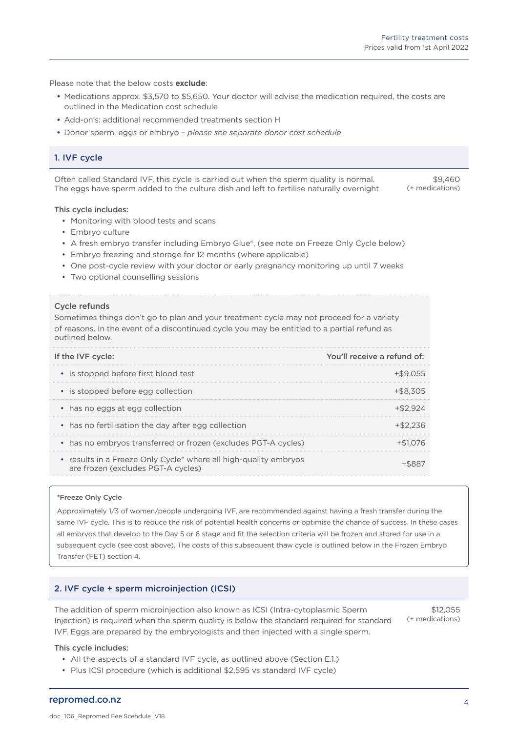Please note that the below costs **exclude**:

- Medications approx. $3,570 to $5,650. Your doctor will advise the medication required, the costs are outlined in the Medication cost schedule
- Add-on's: additional recommended treatments section H
- Donor sperm, eggs or embryo – *please see separate donor cost schedule*

## 1. IVF cycle

Often called Standard IVF, this cycle is carried out when the sperm quality is normal. The eggs have sperm added to the culture dish and left to fertilise naturally overnight.

$9,460 (+ medications)

**This cycle includes:**

- Monitoring with blood tests and scans
- Embryo culture
- A fresh embryo transfer including Embryo Glue®, (see note on Freeze Only Cycle below)
- Embryo freezing and storage for 12 months (where applicable)
- One post-cycle review with your doctor or early pregnancy monitoring up until 7 weeks
- Two optional counselling sessions

### Cycle refunds

Sometimes things don't go to plan and your treatment cycle may not proceed for a variety of reasons. In the event of a discontinued cycle you may be entitled to a partial refund as outlined below.

| If the IVF cycle: | You'll receive a refund of: |
|---|---|
| • is stopped before first blood test | +$9,055 |
| • is stopped before egg collection | +$8,305 |
| • has no eggs at egg collection | +$2,924 |
| • has no fertilisation the day after egg collection | +$2,236 |
| • has no embryos transferred or frozen (excludes PGT-A cycles) | +$1,076 |
| • results in a Freeze Only Cycle* where all high-quality embryos are frozen (excludes PGT-A cycles) | +$887 |

***Freeze Only Cycle**

Approximately 1/3 of women/people undergoing IVF, are recommended against having a fresh transfer during the same IVF cycle. This is to reduce the risk of potential health concerns or optimise the chance of success. In these cases all embryos that develop to the Day 5 or 6 stage and fit the selection criteria will be frozen and stored for use in a subsequent cycle (see cost above). The costs of this subsequent thaw cycle is outlined below in the Frozen Embryo Transfer (FET) section 4.

## 2. IVF cycle + sperm microinjection (ICSI)

The addition of sperm microinjection also known as ICSI (Intra-cytoplasmic Sperm Injection) is required when the sperm quality is below the standard required for standard IVF. Eggs are prepared by the embryologists and then injected with a single sperm.

$12,055 (+ medications)

**This cycle includes:**

- All the aspects of a standard IVF cycle, as outlined above (Section E.1.)
- Plus ICSI procedure (which is additional $2,595 vs standard IVF cycle)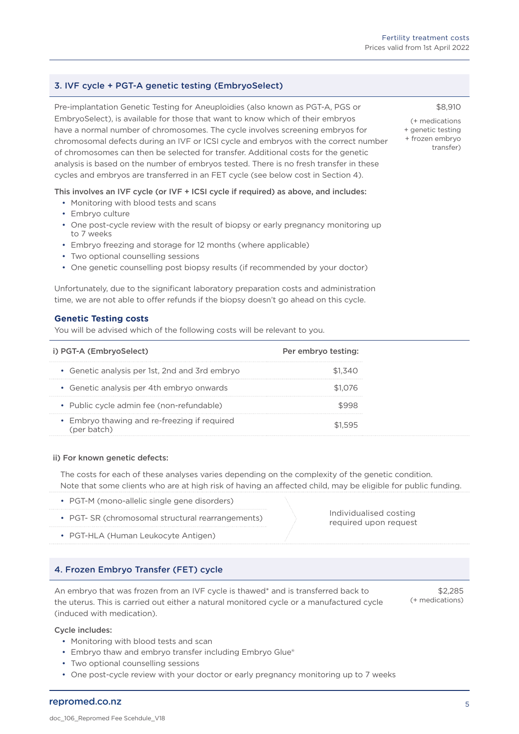## 3. IVF cycle + PGT-A genetic testing (EmbryoSelect)

Pre-implantation Genetic Testing for Aneuploidies (also known as PGT-A, PGS or EmbryoSelect), is available for those that want to know which of their embryos have a normal number of chromosomes. The cycle involves screening embryos for chromosomal defects during an IVF or ICSI cycle and embryos with the correct number of chromosomes can then be selected for transfer. Additional costs for the genetic analysis is based on the number of embryos tested. There is no fresh transfer in these cycles and embryos are transferred in an FET cycle (see below cost in Section 4).

$8,910

(+ medications + genetic testing + frozen embryo transfer)

**This involves an IVF cycle (or IVF + ICSI cycle if required) as above, and includes:**

- Monitoring with blood tests and scans
- Embryo culture
- One post-cycle review with the result of biopsy or early pregnancy monitoring up to 7 weeks
- Embryo freezing and storage for 12 months (where applicable)
- Two optional counselling sessions
- One genetic counselling post biopsy results (if recommended by your doctor)

Unfortunately, due to the significant laboratory preparation costs and administration time, we are not able to offer refunds if the biopsy doesn't go ahead on this cycle.

### Genetic Testing costs

You will be advised which of the following costs will be relevant to you.

| i) PGT-A (EmbryoSelect) | Per embryo testing: |
|---|---|
| • Genetic analysis per 1st, 2nd and 3rd embryo | $1,340 |
| • Genetic analysis per 4th embryo onwards | $1,076 |
| • Public cycle admin fee (non-refundable) | $998 |
| • Embryo thawing and re-freezing if required (per batch) | $1,595 |

**ii) For known genetic defects:**

The costs for each of these analyses varies depending on the complexity of the genetic condition. Note that some clients who are at high risk of having an affected child, may be eligible for public funding.

| | |
|---|---|
| • PGT-M (mono-allelic single gene disorders) | Individualised costing required upon request |
| • PGT- SR (chromosomal structural rearrangements) | |
| • PGT-HLA (Human Leukocyte Antigen) | |

## 4. Frozen Embryo Transfer (FET) cycle

An embryo that was frozen from an IVF cycle is thawed* and is transferred back to the uterus. This is carried out either a natural monitored cycle or a manufactured cycle (induced with medication).

$2,285
(+ medications)

**Cycle includes:**

- Monitoring with blood tests and scan
- Embryo thaw and embryo transfer including Embryo Glue®
- Two optional counselling sessions
- One post-cycle review with your doctor or early pregnancy monitoring up to 7 weeks

repromed.co.nz

doc_106_Repromed Fee Scehdule_V18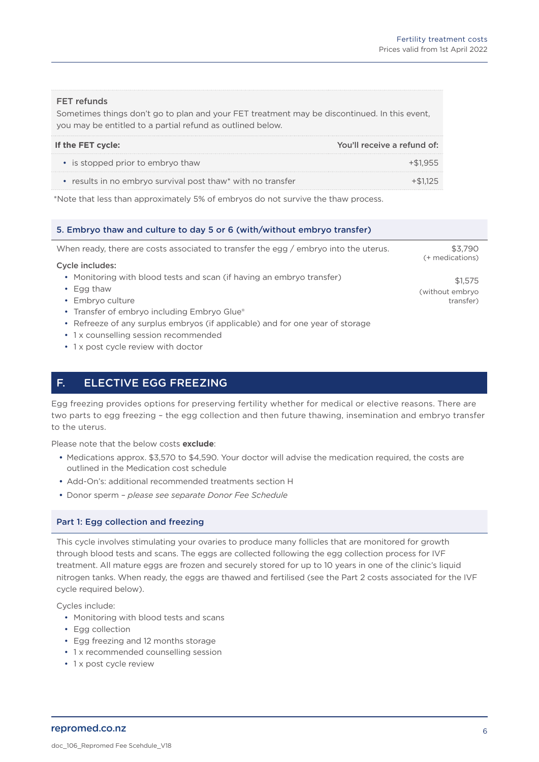### FET refunds

Sometimes things don't go to plan and your FET treatment may be discontinued. In this event, you may be entitled to a partial refund as outlined below.

| If the FET cycle: | You'll receive a refund of: |
|---|---|
| • is stopped prior to embryo thaw | +$1,955 |
| • results in no embryo survival post thaw* with no transfer | +$1,125 |

*Note that less than approximately 5% of embryos do not survive the thaw process.

### 5. Embryo thaw and culture to day 5 or 6 (with/without embryo transfer)

When ready, there are costs associated to transfer the egg / embryo into the uterus.

$3,790 (+ medications)

$1,575 (without embryo transfer)

Cycle includes:

- Monitoring with blood tests and scan (if having an embryo transfer)
- Egg thaw
- Embryo culture
- Transfer of embryo including Embryo Glue®
- Refreeze of any surplus embryos (if applicable) and for one year of storage
- 1 x counselling session recommended
- 1 x post cycle review with doctor

## F. ELECTIVE EGG FREEZING

Egg freezing provides options for preserving fertility whether for medical or elective reasons. There are two parts to egg freezing – the egg collection and then future thawing, insemination and embryo transfer to the uterus.

Please note that the below costs **exclude**:

- Medications approx. $3,570 to $4,590. Your doctor will advise the medication required, the costs are outlined in the Medication cost schedule
- Add-On's: additional recommended treatments section H
- Donor sperm – *please see separate Donor Fee Schedule*

### Part 1: Egg collection and freezing

This cycle involves stimulating your ovaries to produce many follicles that are monitored for growth through blood tests and scans. The eggs are collected following the egg collection process for IVF treatment. All mature eggs are frozen and securely stored for up to 10 years in one of the clinic's liquid nitrogen tanks. When ready, the eggs are thawed and fertilised (see the Part 2 costs associated for the IVF cycle required below).

Cycles include:

- Monitoring with blood tests and scans
- Egg collection
- Egg freezing and 12 months storage
- 1 x recommended counselling session
- 1 x post cycle review

repromed.co.nz

doc_106_Repromed Fee Scehdule_V18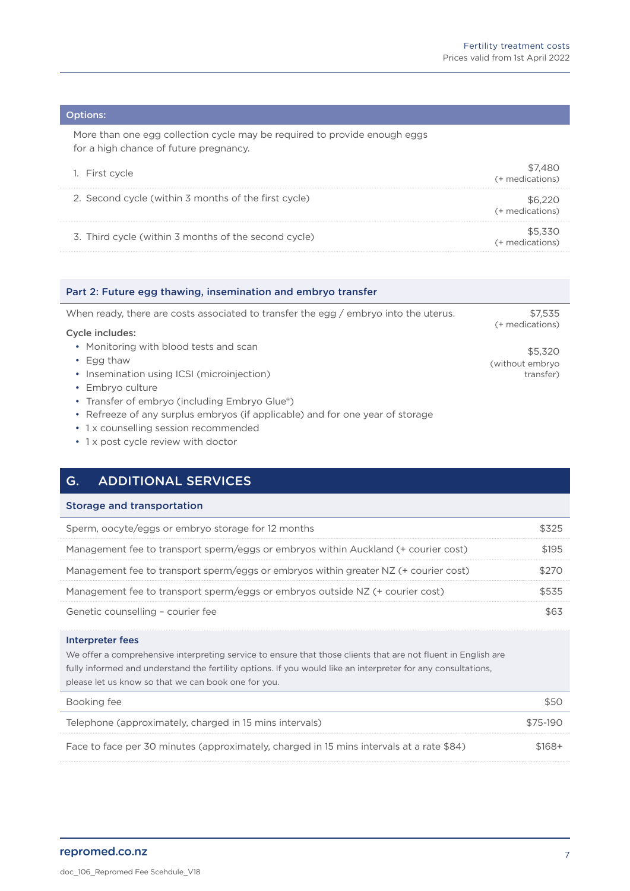### Options:

More than one egg collection cycle may be required to provide enough eggs for a high chance of future pregnancy.

| | |
|---|---|
| 1. First cycle | $7,480 (+ medications) |
| 2. Second cycle (within 3 months of the first cycle) | $6,220 (+ medications) |
| 3. Third cycle (within 3 months of the second cycle) | $5,330 (+ medications) |

### Part 2: Future egg thawing, insemination and embryo transfer

When ready, there are costs associated to transfer the egg / embryo into the uterus.

$7,535 (+ medications)

$5,320 (without embryo transfer)

**Cycle includes:**

- Monitoring with blood tests and scan
- Egg thaw
- Insemination using ICSI (microinjection)
- Embryo culture
- Transfer of embryo (including Embryo Glue®)
- Refreeze of any surplus embryos (if applicable) and for one year of storage
- 1 x counselling session recommended
- 1 x post cycle review with doctor

## G. ADDITIONAL SERVICES

### Storage and transportation

| | |
|---|---|
| Sperm, oocyte/eggs or embryo storage for 12 months | $325 |
| Management fee to transport sperm/eggs or embryos within Auckland (+ courier cost) | $195 |
| Management fee to transport sperm/eggs or embryos within greater NZ (+ courier cost) | $270 |
| Management fee to transport sperm/eggs or embryos outside NZ (+ courier cost) | $535 |
| Genetic counselling – courier fee | $63 |

### Interpreter fees

We offer a comprehensive interpreting service to ensure that those clients that are not fluent in English are fully informed and understand the fertility options. If you would like an interpreter for any consultations, please let us know so that we can book one for you.

| | |
|---|---|
| Booking fee | $50 |
| Telephone (approximately, charged in 15 mins intervals) | $75-190 |
| Face to face per 30 minutes (approximately, charged in 15 mins intervals at a rate $84) | $168+ |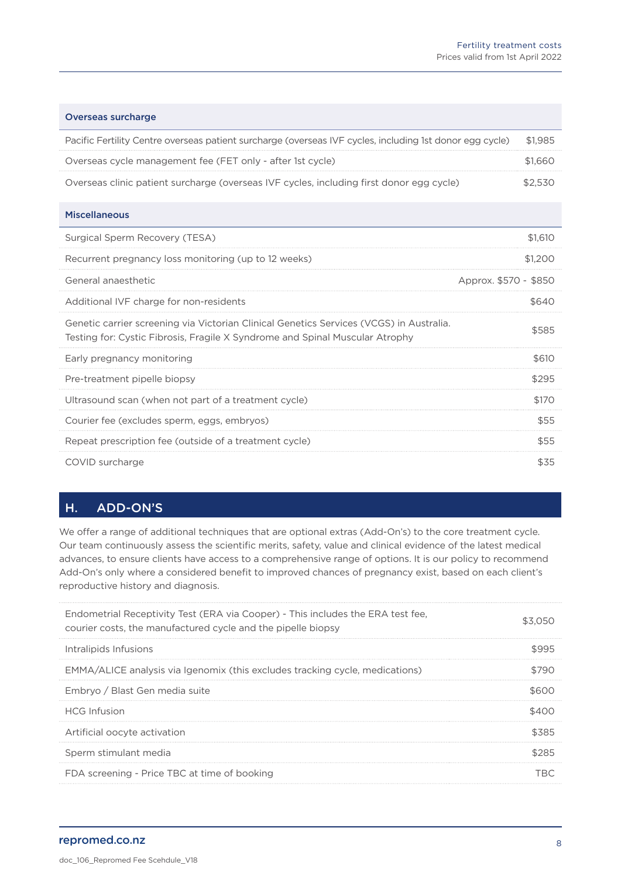| Overseas surcharge | |
|---|---|
| Pacific Fertility Centre overseas patient surcharge (overseas IVF cycles, including 1st donor egg cycle) | $1,985 |
| Overseas cycle management fee (FET only - after 1st cycle) | $1,660 |
| Overseas clinic patient surcharge (overseas IVF cycles, including first donor egg cycle) | $2,530 |

| Miscellaneous | |
|---|---|
| Surgical Sperm Recovery (TESA) | $1,610 |
| Recurrent pregnancy loss monitoring (up to 12 weeks) | $1,200 |
| General anaesthetic | Approx. $570 - $850 |
| Additional IVF charge for non-residents | $640 |
| Genetic carrier screening via Victorian Clinical Genetics Services (VCGS) in Australia. Testing for: Cystic Fibrosis, Fragile X Syndrome and Spinal Muscular Atrophy | $585 |
| Early pregnancy monitoring | $610 |
| Pre-treatment pipelle biopsy | $295 |
| Ultrasound scan (when not part of a treatment cycle) | $170 |
| Courier fee (excludes sperm, eggs, embryos) | $55 |
| Repeat prescription fee (outside of a treatment cycle) | $55 |
| COVID surcharge | $35 |

## H. ADD-ON'S

We offer a range of additional techniques that are optional extras (Add-On's) to the core treatment cycle. Our team continuously assess the scientific merits, safety, value and clinical evidence of the latest medical advances, to ensure clients have access to a comprehensive range of options. It is our policy to recommend Add-On's only where a considered benefit to improved chances of pregnancy exist, based on each client's reproductive history and diagnosis.

| Add-On | Price |
|---|---|
| Endometrial Receptivity Test (ERA via Cooper) - This includes the ERA test fee, courier costs, the manufactured cycle and the pipelle biopsy | $3,050 |
| Intralipids Infusions | $995 |
| EMMA/ALICE analysis via Igenomix (this excludes tracking cycle, medications) | $790 |
| Embryo / Blast Gen media suite | $600 |
| HCG Infusion | $400 |
| Artificial oocyte activation | $385 |
| Sperm stimulant media | $285 |
| FDA screening - Price TBC at time of booking | TBC |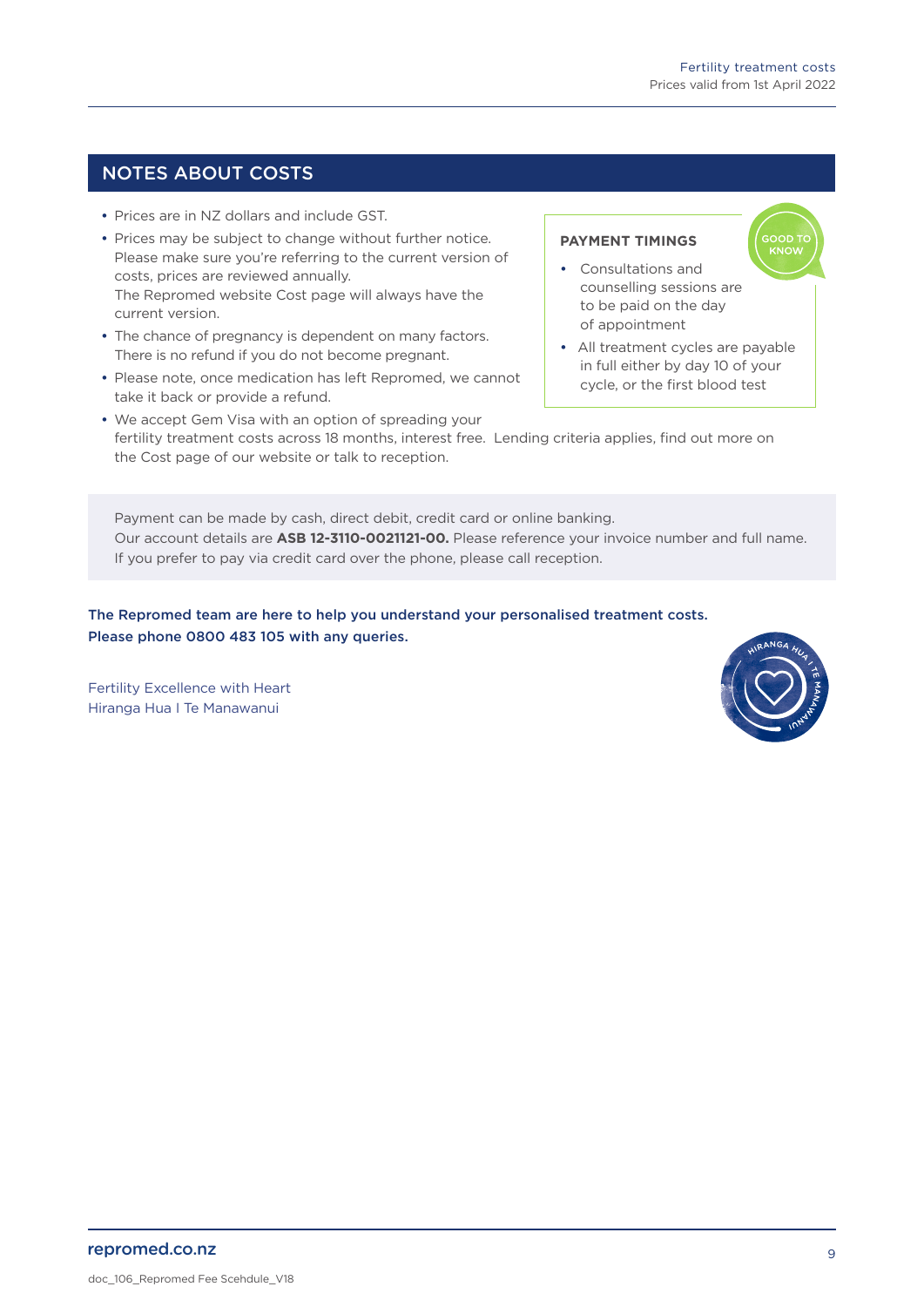## NOTES ABOUT COSTS

- Prices are in NZ dollars and include GST.
- Prices may be subject to change without further notice. Please make sure you're referring to the current version of costs, prices are reviewed annually. The Repromed website Cost page will always have the current version.
- The chance of pregnancy is dependent on many factors. There is no refund if you do not become pregnant.
- Please note, once medication has left Repromed, we cannot take it back or provide a refund.
- We accept Gem Visa with an option of spreading your fertility treatment costs across 18 months, interest free. Lending criteria applies, find out more on the Cost page of our website or talk to reception.

**PAYMENT TIMINGS**

GOOD TO KNOW

- Consultations and counselling sessions are to be paid on the day of appointment
- All treatment cycles are payable in full either by day 10 of your cycle, or the first blood test

Payment can be made by cash, direct debit, credit card or online banking.
Our account details are **ASB 12-3110-0021121-00.** Please reference your invoice number and full name.
If you prefer to pay via credit card over the phone, please call reception.

**The Repromed team are here to help you understand your personalised treatment costs. Please phone 0800 483 105 with any queries.**

Fertility Excellence with Heart
Hiranga Hua I Te Manawanui

repromed.co.nz

doc_106_Repromed Fee Scehdule_V18